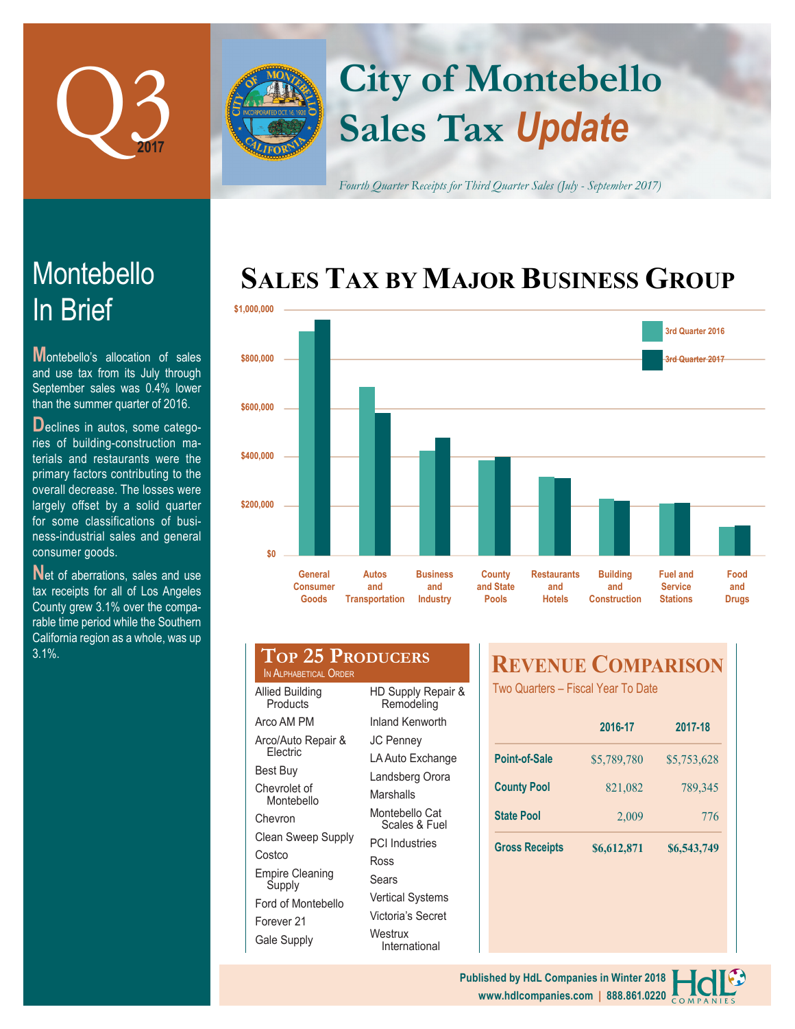# Q3 2017

# City of Montebello Sales Tax *Update*

*Fourth Quarter Receipts for Third Quarter Sales (July - September 2017)*

## Montebello In Brief

Montebello's allocation of sales and use tax from its July through September sales was 0.4% lower than the summer quarter of 2016.

Declines in autos, some categories of building-construction materials and restaurants were the primary factors contributing to the overall decrease. The losses were largely offset by a solid quarter for some classifications of business-industrial sales and general consumer goods.

Net of aberrations, sales and use tax receipts for all of Los Angeles County grew 3.1% over the comparable time period while the Southern California region as a whole, was up 3.1%.

## Sales Tax by Major Business Group

Legend: 3rd Quarter 2016, 3rd Quarter 2017

Categories: General Consumer Goods; Autos and Transportation; Business and Industry; County and State Pools; Restaurants and Hotels; Building and Construction; Fuel and Service Stations; Food and Drugs

Axis: $0, $200,000, $400,000, $600,000, $800,000, $1,000,000

## Top 25 Producers

In Alphabetical Order

- Allied Building Products
- Arco AM PM
- Arco/Auto Repair & Electric
- Best Buy
- Chevrolet of Montebello
- Chevron
- Clean Sweep Supply
- Costco
- Empire Cleaning Supply
- Ford of Montebello
- Forever 21
- Gale Supply
- HD Supply Repair & Remodeling
- Inland Kenworth
- JC Penney
- LA Auto Exchange
- Landsberg Orora
- Marshalls
- Montebello Cat Scales & Fuel
- PCI Industries
- Ross
- Sears
- Vertical Systems
- Victoria's Secret
- Westrux International

## Revenue Comparison

Two Quarters – Fiscal Year To Date

| | 2016-17 | 2017-18 |
|---|---|---|
| **Point-of-Sale** | $5,789,780 | $5,753,628 |
| **County Pool** | 821,082 | 789,345 |
| **State Pool** | 2,009 | 776 |
| **Gross Receipts** | **$6,612,871** | **$6,543,749** |

Published by HdL Companies in Winter 2018
www.hdlcompanies.com | 888.861.0220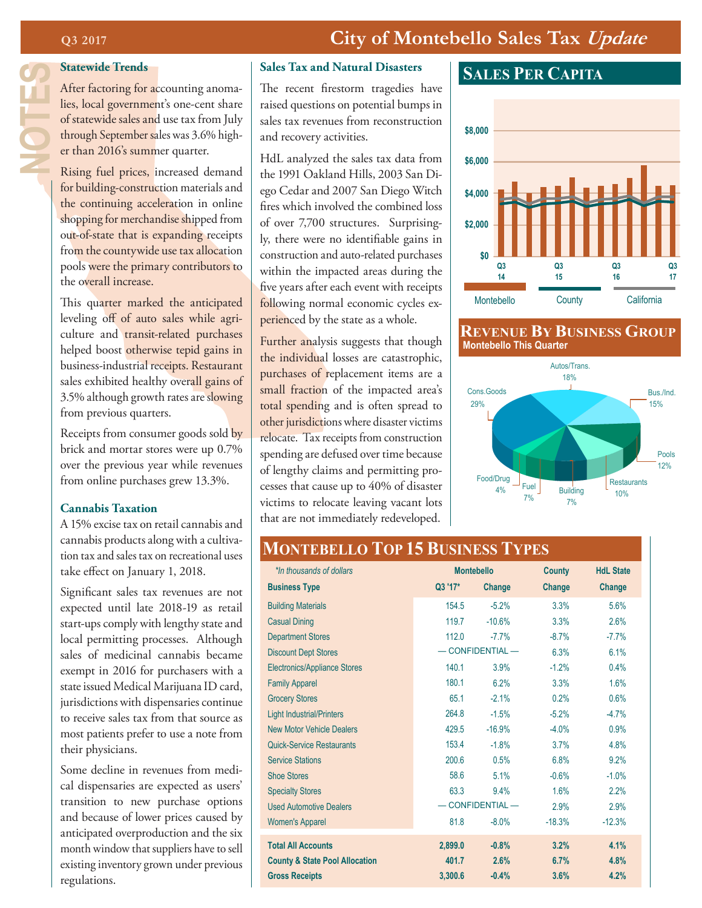# City of Montebello Sales Tax *Update*

Q3 2017

NOTES

### Statewide Trends

After factoring for accounting anomalies, local government's one-cent share of statewide sales and use tax from July through September sales was 3.6% higher than 2016's summer quarter.

Rising fuel prices, increased demand for building-construction materials and the continuing acceleration in online shopping for merchandise shipped from out-of-state that is expanding receipts from the countywide use tax allocation pools were the primary contributors to the overall increase.

This quarter marked the anticipated leveling off of auto sales while agriculture and transit-related purchases helped boost otherwise tepid gains in business-industrial receipts. Restaurant sales exhibited healthy overall gains of 3.5% although growth rates are slowing from previous quarters.

Receipts from consumer goods sold by brick and mortar stores were up 0.7% over the previous year while revenues from online purchases grew 13.3%.

### Cannabis Taxation

A 15% excise tax on retail cannabis and cannabis products along with a cultivation tax and sales tax on recreational uses take effect on January 1, 2018.

Significant sales tax revenues are not expected until late 2018-19 as retail start-ups comply with lengthy state and local permitting processes. Although sales of medicinal cannabis became exempt in 2016 for purchasers with a state issued Medical Marijuana ID card, jurisdictions with dispensaries continue to receive sales tax from that source as most patients prefer to use a note from their physicians.

Some decline in revenues from medical dispensaries are expected as users' transition to new purchase options and because of lower prices caused by anticipated overproduction and the six month window that suppliers have to sell existing inventory grown under previous regulations.

### Sales Tax and Natural Disasters

The recent firestorm tragedies have raised questions on potential bumps in sales tax revenues from reconstruction and recovery activities.

HdL analyzed the sales tax data from the 1991 Oakland Hills, 2003 San Diego Cedar and 2007 San Diego Witch fires which involved the combined loss of over 7,700 structures. Surprisingly, there were no identifiable gains in construction and auto-related purchases within the impacted areas during the five years after each event with receipts following normal economic cycles experienced by the state as a whole.

Further analysis suggests that though the individual losses are catastrophic, purchases of replacement items are a small fraction of the impacted area's total spending and is often spread to other jurisdictions where disaster victims relocate. Tax receipts from construction spending are defused over time because of lengthy claims and permitting processes that cause up to 40% of disaster victims to relocate leaving vacant lots that are not immediately redeveloped.

## Sales Per Capita

$8,000
$6,000
$4,000
$2,000
$0
Q3 14
Q3 15
Q3 16
Q3 17

Montebello
County
California

## Revenue By Business Group

Montebello This Quarter

Autos/Trans. 18%
Bus./Ind. 15%
Pools 12%
Restaurants 10%
Building 7%
Fuel 7%
Food/Drug 4%
Cons.Goods 29%

## Montebello Top 15 Business Types

| *In thousands of dollars* | Montebello | | County | HdL State |
|---|---|---|---|---|
| **Business Type** | **Q3 '17*** | **Change** | **Change** | **Change** |
| Building Materials | 154.5 | -5.2% | 3.3% | 5.6% |
| Casual Dining | 119.7 | -10.6% | 3.3% | 2.6% |
| Department Stores | 112.0 | -7.7% | -8.7% | -7.7% |
| Discount Dept Stores | — CONFIDENTIAL — | | 6.3% | 6.1% |
| Electronics/Appliance Stores | 140.1 | 3.9% | -1.2% | 0.4% |
| Family Apparel | 180.1 | 6.2% | 3.3% | 1.6% |
| Grocery Stores | 65.1 | -2.1% | 0.2% | 0.6% |
| Light Industrial/Printers | 264.8 | -1.5% | -5.2% | -4.7% |
| New Motor Vehicle Dealers | 429.5 | -16.9% | -4.0% | 0.9% |
| Quick-Service Restaurants | 153.4 | -1.8% | 3.7% | 4.8% |
| Service Stations | 200.6 | 0.5% | 6.8% | 9.2% |
| Shoe Stores | 58.6 | 5.1% | -0.6% | -1.0% |
| Specialty Stores | 63.3 | 9.4% | 1.6% | 2.2% |
| Used Automotive Dealers | — CONFIDENTIAL — | | 2.9% | 2.9% |
| Women's Apparel | 81.8 | -8.0% | -18.3% | -12.3% |
| **Total All Accounts** | **2,899.0** | **-0.8%** | **3.2%** | **4.1%** |
| **County & State Pool Allocation** | **401.7** | **2.6%** | **6.7%** | **4.8%** |
| **Gross Receipts** | **3,300.6** | **-0.4%** | **3.6%** | **4.2%** |